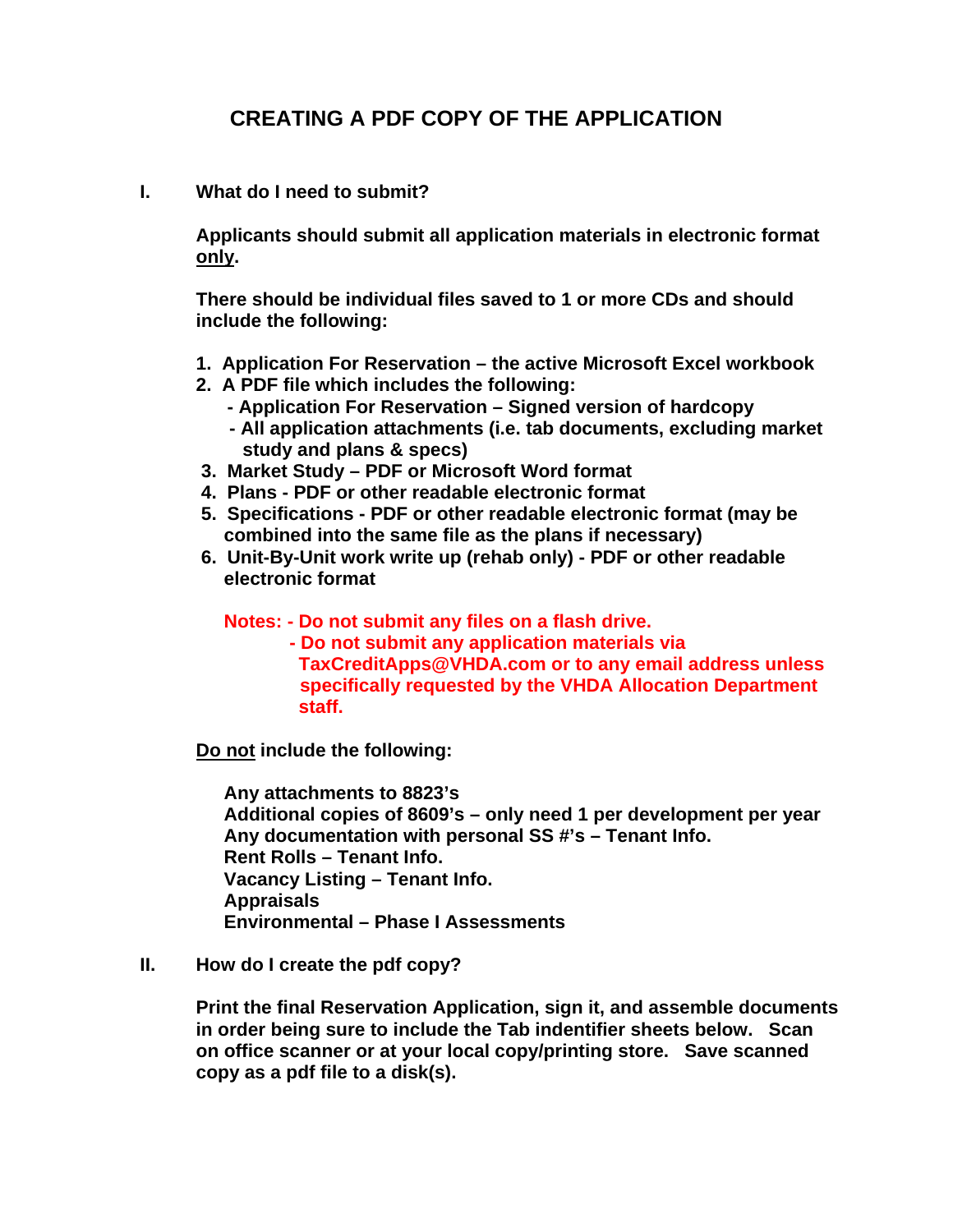# CREATING A PDF COPY OF THE APPLICATION

## I. What do I need to submit?

**Applicants should submit all application materials in electronic format <u>only</u>.**

**There should be individual files saved to 1 or more CDs and should include the following:**

1. **Application For Reservation – the active Microsoft Excel workbook**
2. **A PDF file which includes the following:**
   - **Application For Reservation – Signed version of hardcopy**
   - **All application attachments (i.e. tab documents, excluding market study and plans & specs)**
3. **Market Study – PDF or Microsoft Word format**
4. **Plans - PDF or other readable electronic format**
5. **Specifications - PDF or other readable electronic format (may be combined into the same file as the plans if necessary)**
6. **Unit-By-Unit work write up (rehab only) - PDF or other readable electronic format**

**Notes:**
- **Do not submit any files on a flash drive.**
- **Do not submit any application materials via TaxCreditApps@VHDA.com or to any email address unless specifically requested by the VHDA Allocation Department staff.**

**<u>Do not</u> include the following:**

**Any attachments to 8823's**
**Additional copies of 8609's – only need 1 per development per year**
**Any documentation with personal SS #'s – Tenant Info.**
**Rent Rolls – Tenant Info.**
**Vacancy Listing – Tenant Info.**
**Appraisals**
**Environmental – Phase I Assessments**

## II. How do I create the pdf copy?

**Print the final Reservation Application, sign it, and assemble documents in order being sure to include the Tab indentifier sheets below. Scan on office scanner or at your local copy/printing store. Save scanned copy as a pdf file to a disk(s).**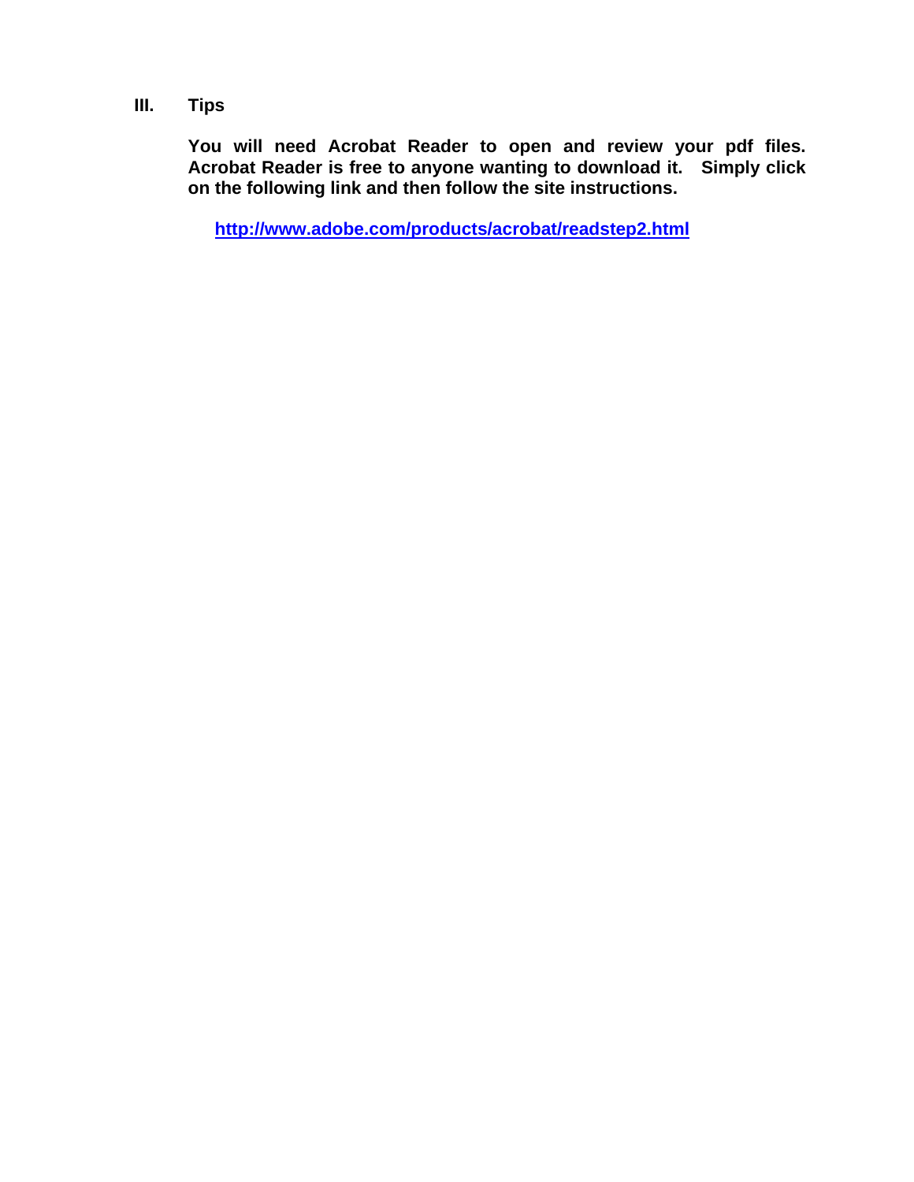## III. Tips

**You will need Acrobat Reader to open and review your pdf files. Acrobat Reader is free to anyone wanting to download it. Simply click on the following link and then follow the site instructions.**

**[http://www.adobe.com/products/acrobat/readstep2.html](http://www.adobe.com/products/acrobat/readstep2.html)**